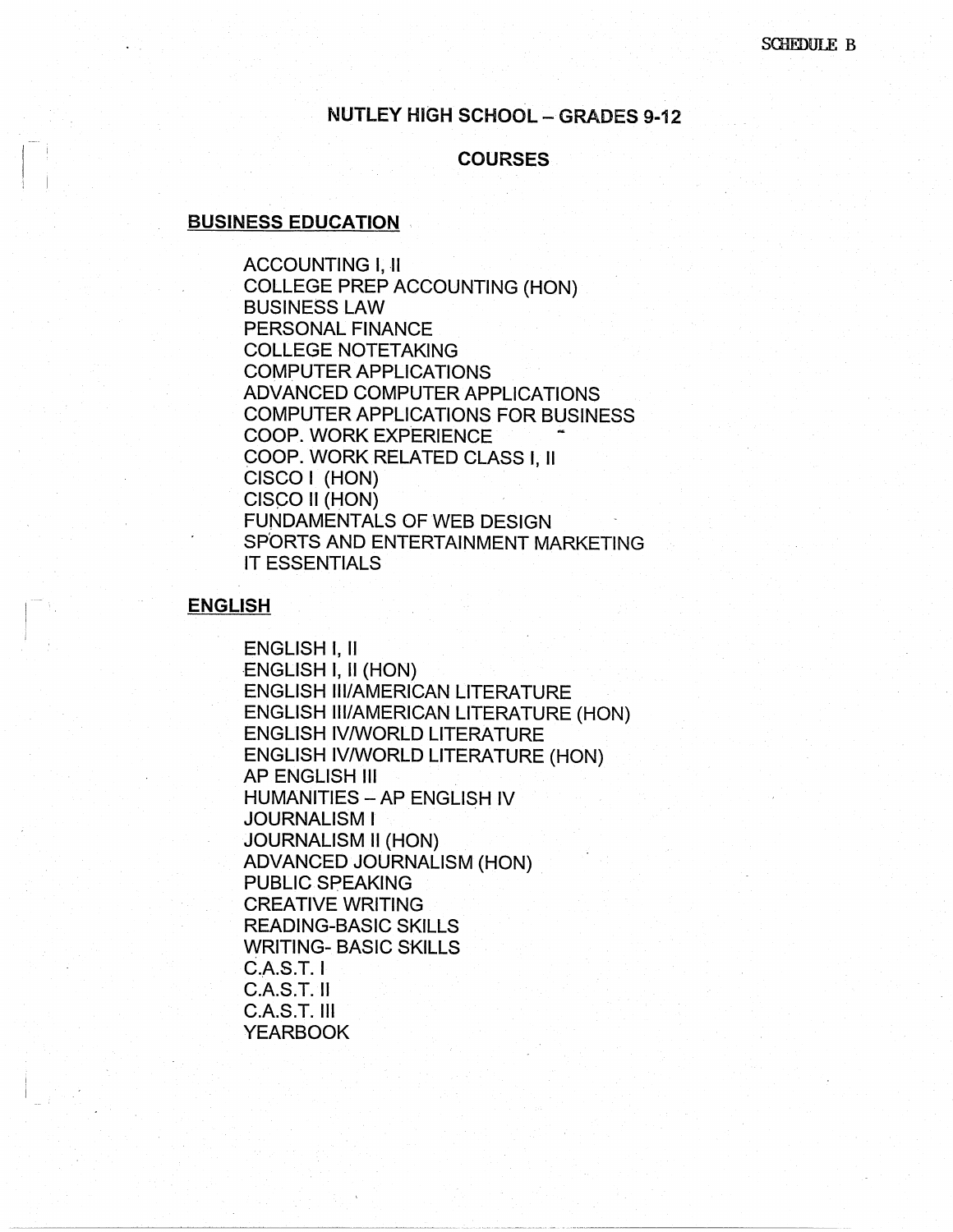SCHEDULE B

# NUTLEY HIGH SCHOOL – GRADES 9-12

## COURSES

### BUSINESS EDUCATION

ACCOUNTING I, II
COLLEGE PREP ACCOUNTING (HON)
BUSINESS LAW
PERSONAL FINANCE
COLLEGE NOTETAKING
COMPUTER APPLICATIONS
ADVANCED COMPUTER APPLICATIONS
COMPUTER APPLICATIONS FOR BUSINESS
COOP. WORK EXPERIENCE
COOP. WORK RELATED CLASS I, II
CISCO I (HON)
CISCO II (HON)
FUNDAMENTALS OF WEB DESIGN
SPORTS AND ENTERTAINMENT MARKETING
IT ESSENTIALS

### ENGLISH

ENGLISH I, II
ENGLISH I, II (HON)
ENGLISH III/AMERICAN LITERATURE
ENGLISH III/AMERICAN LITERATURE (HON)
ENGLISH IV/WORLD LITERATURE
ENGLISH IV/WORLD LITERATURE (HON)
AP ENGLISH III
HUMANITIES – AP ENGLISH IV
JOURNALISM I
JOURNALISM II (HON)
ADVANCED JOURNALISM (HON)
PUBLIC SPEAKING
CREATIVE WRITING
READING-BASIC SKILLS
WRITING- BASIC SKILLS
C.A.S.T. I
C.A.S.T. II
C.A.S.T. III
YEARBOOK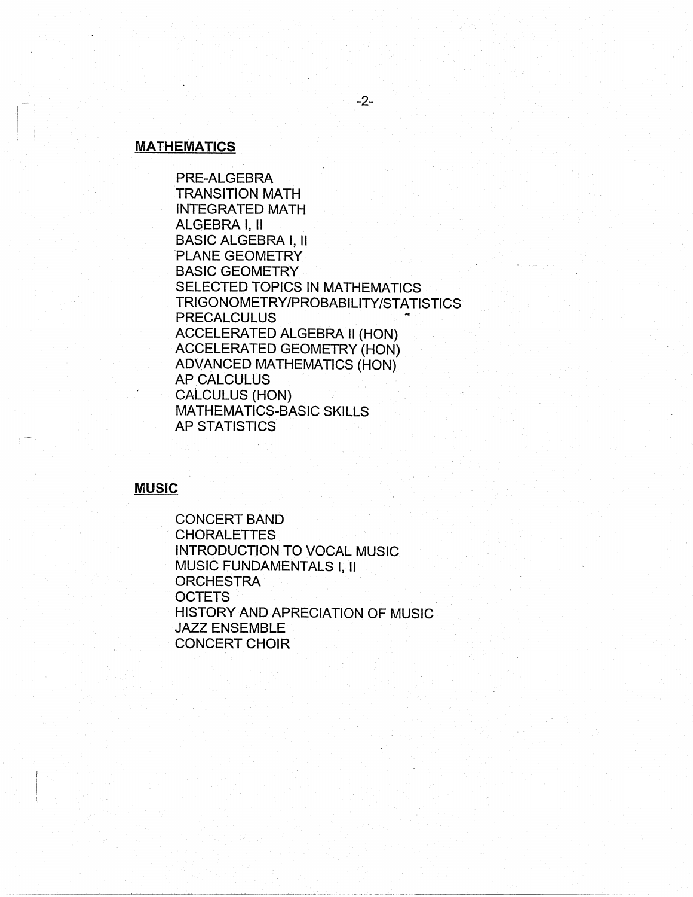## MATHEMATICS

- PRE-ALGEBRA
- TRANSITION MATH
- INTEGRATED MATH
- ALGEBRA I, II
- BASIC ALGEBRA I, II
- PLANE GEOMETRY
- BASIC GEOMETRY
- SELECTED TOPICS IN MATHEMATICS
- TRIGONOMETRY/PROBABILITY/STATISTICS
- PRECALCULUS
- ACCELERATED ALGEBRA II (HON)
- ACCELERATED GEOMETRY (HON)
- ADVANCED MATHEMATICS (HON)
- AP CALCULUS
- CALCULUS (HON)
- MATHEMATICS-BASIC SKILLS
- AP STATISTICS

## MUSIC

- CONCERT BAND
- CHORALETTES
- INTRODUCTION TO VOCAL MUSIC
- MUSIC FUNDAMENTALS I, II
- ORCHESTRA
- OCTETS
- HISTORY AND APRECIATION OF MUSIC
- JAZZ ENSEMBLE
- CONCERT CHOIR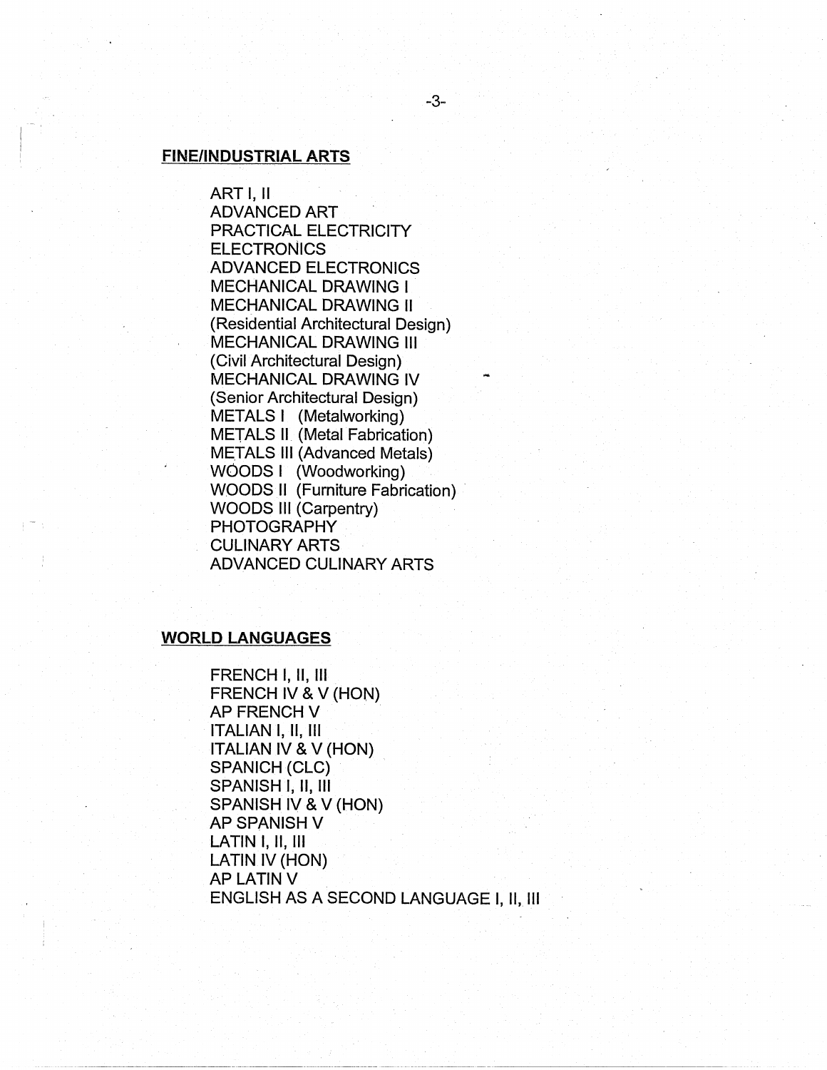## FINE/INDUSTRIAL ARTS

ART I, II
ADVANCED ART
PRACTICAL ELECTRICITY
ELECTRONICS
ADVANCED ELECTRONICS
MECHANICAL DRAWING I
MECHANICAL DRAWING II
(Residential Architectural Design)
MECHANICAL DRAWING III
(Civil Architectural Design)
MECHANICAL DRAWING IV
(Senior Architectural Design)
METALS I (Metalworking)
METALS II (Metal Fabrication)
METALS III (Advanced Metals)
WOODS I (Woodworking)
WOODS II (Furniture Fabrication)
WOODS III (Carpentry)
PHOTOGRAPHY
CULINARY ARTS
ADVANCED CULINARY ARTS

## WORLD LANGUAGES

FRENCH I, II, III
FRENCH IV & V (HON)
AP FRENCH V
ITALIAN I, II, III
ITALIAN IV & V (HON)
SPANICH (CLC)
SPANISH I, II, III
SPANISH IV & V (HON)
AP SPANISH V
LATIN I, II, III
LATIN IV (HON)
AP LATIN V
ENGLISH AS A SECOND LANGUAGE I, II, III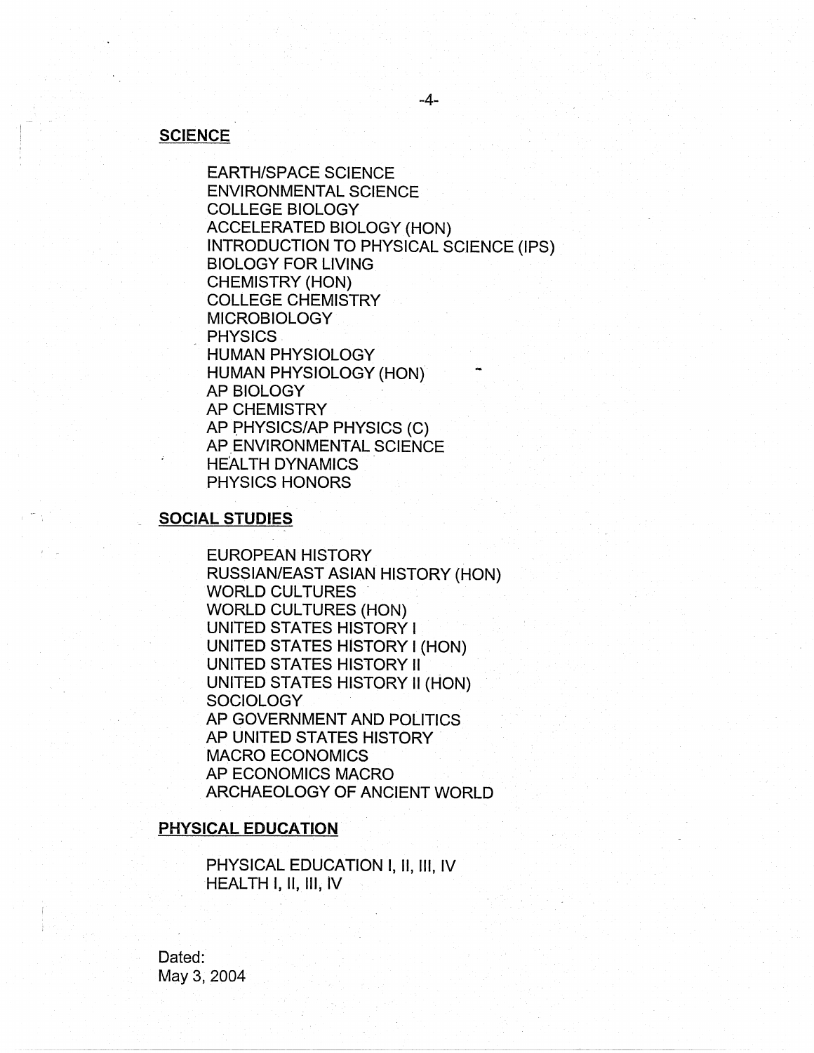**SCIENCE**

EARTH/SPACE SCIENCE
ENVIRONMENTAL SCIENCE
COLLEGE BIOLOGY
ACCELERATED BIOLOGY (HON)
INTRODUCTION TO PHYSICAL SCIENCE (IPS)
BIOLOGY FOR LIVING
CHEMISTRY (HON)
COLLEGE CHEMISTRY
MICROBIOLOGY
PHYSICS
HUMAN PHYSIOLOGY
HUMAN PHYSIOLOGY (HON)
AP BIOLOGY
AP CHEMISTRY
AP PHYSICS/AP PHYSICS (C)
AP ENVIRONMENTAL SCIENCE
HEALTH DYNAMICS
PHYSICS HONORS

**SOCIAL STUDIES**

EUROPEAN HISTORY
RUSSIAN/EAST ASIAN HISTORY (HON)
WORLD CULTURES
WORLD CULTURES (HON)
UNITED STATES HISTORY I
UNITED STATES HISTORY I (HON)
UNITED STATES HISTORY II
UNITED STATES HISTORY II (HON)
SOCIOLOGY
AP GOVERNMENT AND POLITICS
AP UNITED STATES HISTORY
MACRO ECONOMICS
AP ECONOMICS MACRO
ARCHAEOLOGY OF ANCIENT WORLD

**PHYSICAL EDUCATION**

PHYSICAL EDUCATION I, II, III, IV
HEALTH I, II, III, IV

Dated:
May 3, 2004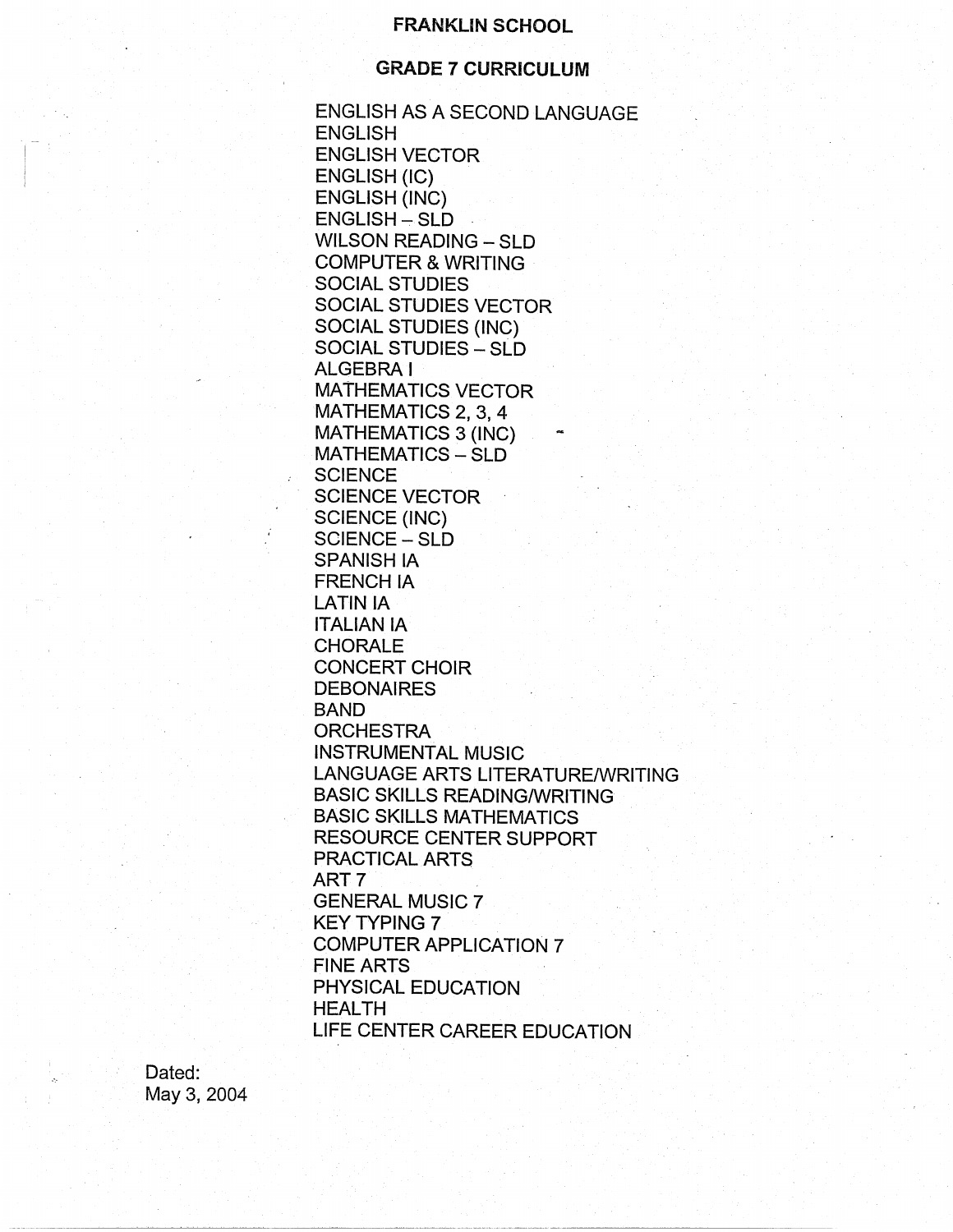# FRANKLIN SCHOOL

## GRADE 7 CURRICULUM

ENGLISH AS A SECOND LANGUAGE
ENGLISH
ENGLISH VECTOR
ENGLISH (IC)
ENGLISH (INC)
ENGLISH – SLD
WILSON READING – SLD
COMPUTER & WRITING
SOCIAL STUDIES
SOCIAL STUDIES VECTOR
SOCIAL STUDIES (INC)
SOCIAL STUDIES – SLD
ALGEBRA I
MATHEMATICS VECTOR
MATHEMATICS 2, 3, 4
MATHEMATICS 3 (INC)
MATHEMATICS – SLD
SCIENCE
SCIENCE VECTOR
SCIENCE (INC)
SCIENCE – SLD
SPANISH IA
FRENCH IA
LATIN IA
ITALIAN IA
CHORALE
CONCERT CHOIR
DEBONAIRES
BAND
ORCHESTRA
INSTRUMENTAL MUSIC
LANGUAGE ARTS LITERATURE/WRITING
BASIC SKILLS READING/WRITING
BASIC SKILLS MATHEMATICS
RESOURCE CENTER SUPPORT
PRACTICAL ARTS
ART 7
GENERAL MUSIC 7
KEY TYPING 7
COMPUTER APPLICATION 7
FINE ARTS
PHYSICAL EDUCATION
HEALTH
LIFE CENTER CAREER EDUCATION

Dated:
May 3, 2004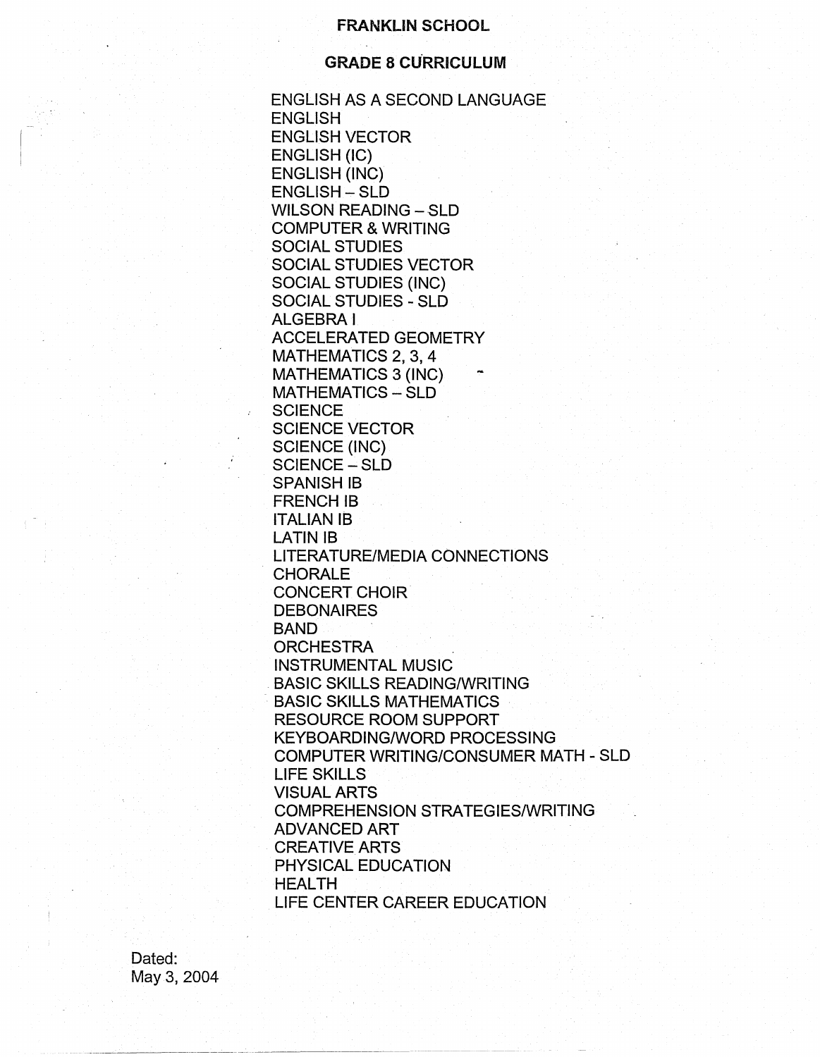# FRANKLIN SCHOOL

## GRADE 8 CURRICULUM

ENGLISH AS A SECOND LANGUAGE
ENGLISH
ENGLISH VECTOR
ENGLISH (IC)
ENGLISH (INC)
ENGLISH – SLD
WILSON READING – SLD
COMPUTER & WRITING
SOCIAL STUDIES
SOCIAL STUDIES VECTOR
SOCIAL STUDIES (INC)
SOCIAL STUDIES - SLD
ALGEBRA I
ACCELERATED GEOMETRY
MATHEMATICS 2, 3, 4
MATHEMATICS 3 (INC)
MATHEMATICS – SLD
SCIENCE
SCIENCE VECTOR
SCIENCE (INC)
SCIENCE – SLD
SPANISH IB
FRENCH IB
ITALIAN IB
LATIN IB
LITERATURE/MEDIA CONNECTIONS
CHORALE
CONCERT CHOIR
DEBONAIRES
BAND
ORCHESTRA
INSTRUMENTAL MUSIC
BASIC SKILLS READING/WRITING
BASIC SKILLS MATHEMATICS
RESOURCE ROOM SUPPORT
KEYBOARDING/WORD PROCESSING
COMPUTER WRITING/CONSUMER MATH - SLD
LIFE SKILLS
VISUAL ARTS
COMPREHENSION STRATEGIES/WRITING
ADVANCED ART
CREATIVE ARTS
PHYSICAL EDUCATION
HEALTH
LIFE CENTER CAREER EDUCATION

Dated:
May 3, 2004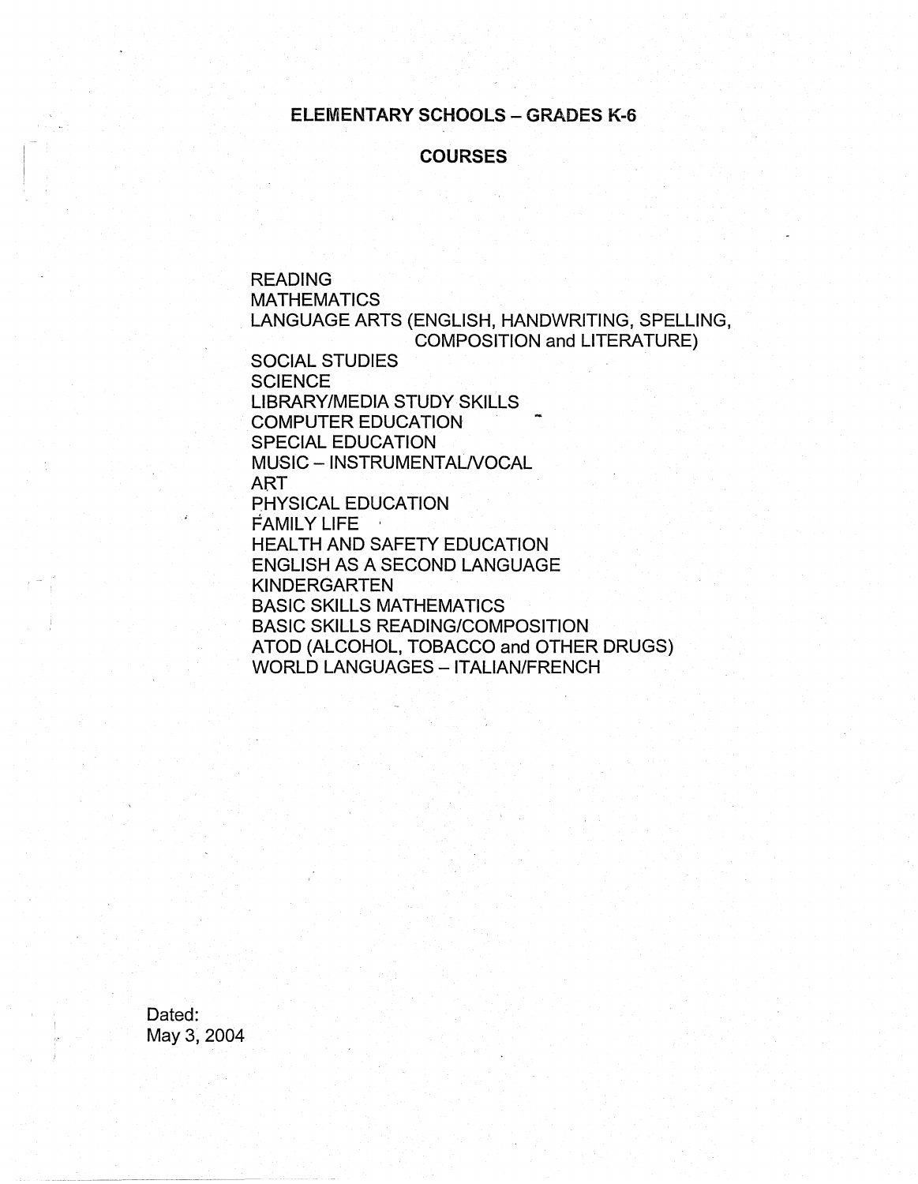# ELEMENTARY SCHOOLS – GRADES K-6

## COURSES

READING
MATHEMATICS
LANGUAGE ARTS (ENGLISH, HANDWRITING, SPELLING, COMPOSITION and LITERATURE)
SOCIAL STUDIES
SCIENCE
LIBRARY/MEDIA STUDY SKILLS
COMPUTER EDUCATION
SPECIAL EDUCATION
MUSIC – INSTRUMENTAL/VOCAL
ART
PHYSICAL EDUCATION
FAMILY LIFE
HEALTH AND SAFETY EDUCATION
ENGLISH AS A SECOND LANGUAGE
KINDERGARTEN
BASIC SKILLS MATHEMATICS
BASIC SKILLS READING/COMPOSITION
ATOD (ALCOHOL, TOBACCO and OTHER DRUGS)
WORLD LANGUAGES – ITALIAN/FRENCH

Dated:
May 3, 2004